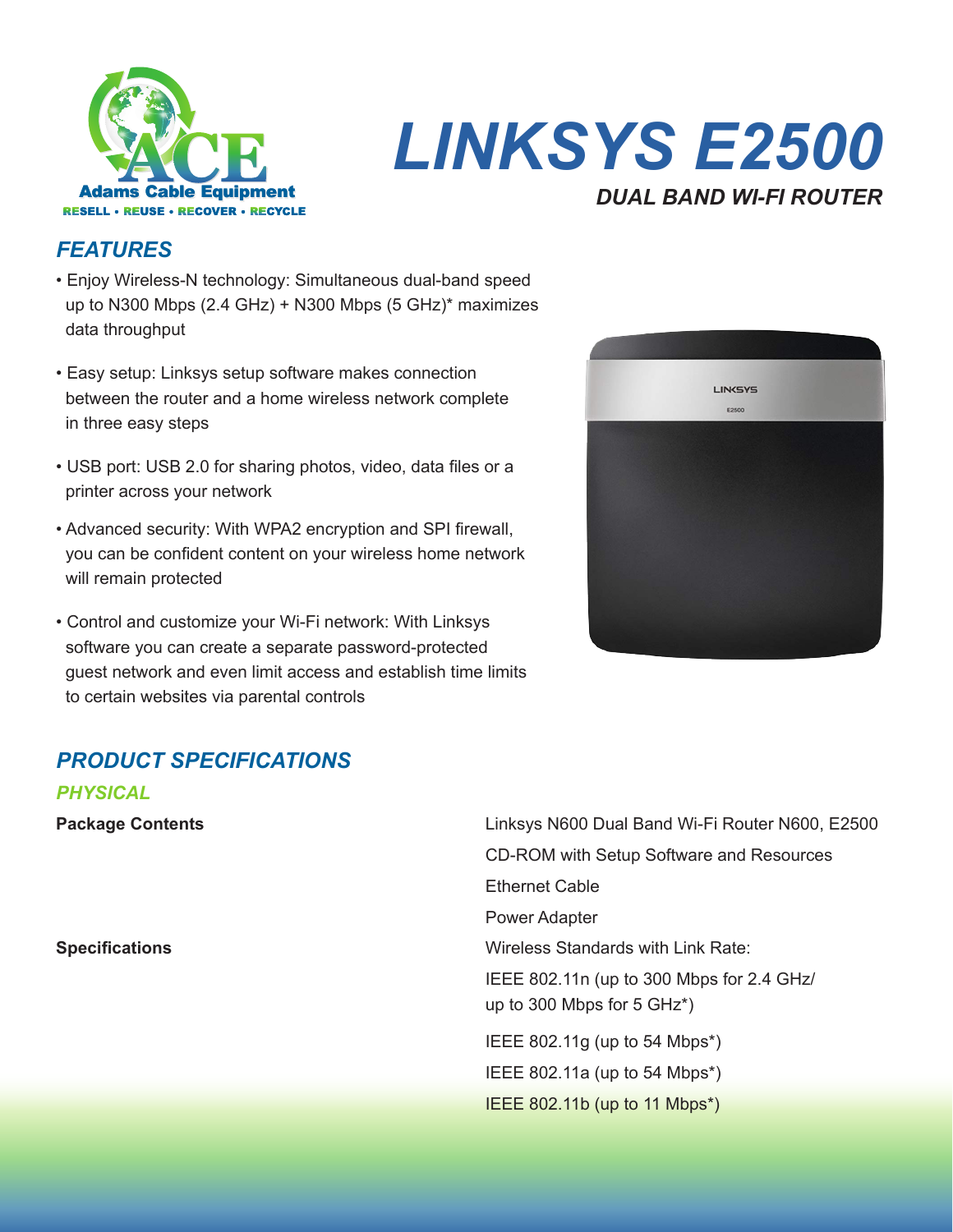Adams Cable Equipment

RESELL • REUSE • RECOVER • RECYCLE

# LINKSYS E2500

## DUAL BAND WI-FI ROUTER

## FEATURES

- Enjoy Wireless-N technology: Simultaneous dual-band speed up to N300 Mbps (2.4 GHz) + N300 Mbps (5 GHz)* maximizes data throughput
- Easy setup: Linksys setup software makes connection between the router and a home wireless network complete in three easy steps
- USB port: USB 2.0 for sharing photos, video, data files or a printer across your network
- Advanced security: With WPA2 encryption and SPI firewall, you can be confident content on your wireless home network will remain protected
- Control and customize your Wi-Fi network: With Linksys software you can create a separate password-protected guest network and even limit access and establish time limits to certain websites via parental controls

## PRODUCT SPECIFICATIONS

### PHYSICAL

**Package Contents**

Linksys N600 Dual Band Wi-Fi Router N600, E2500

CD-ROM with Setup Software and Resources

Ethernet Cable

Power Adapter

**Specifications**

Wireless Standards with Link Rate:

IEEE 802.11n (up to 300 Mbps for 2.4 GHz/ up to 300 Mbps for 5 GHz*)

IEEE 802.11g (up to 54 Mbps*)

IEEE 802.11a (up to 54 Mbps*)

IEEE 802.11b (up to 11 Mbps*)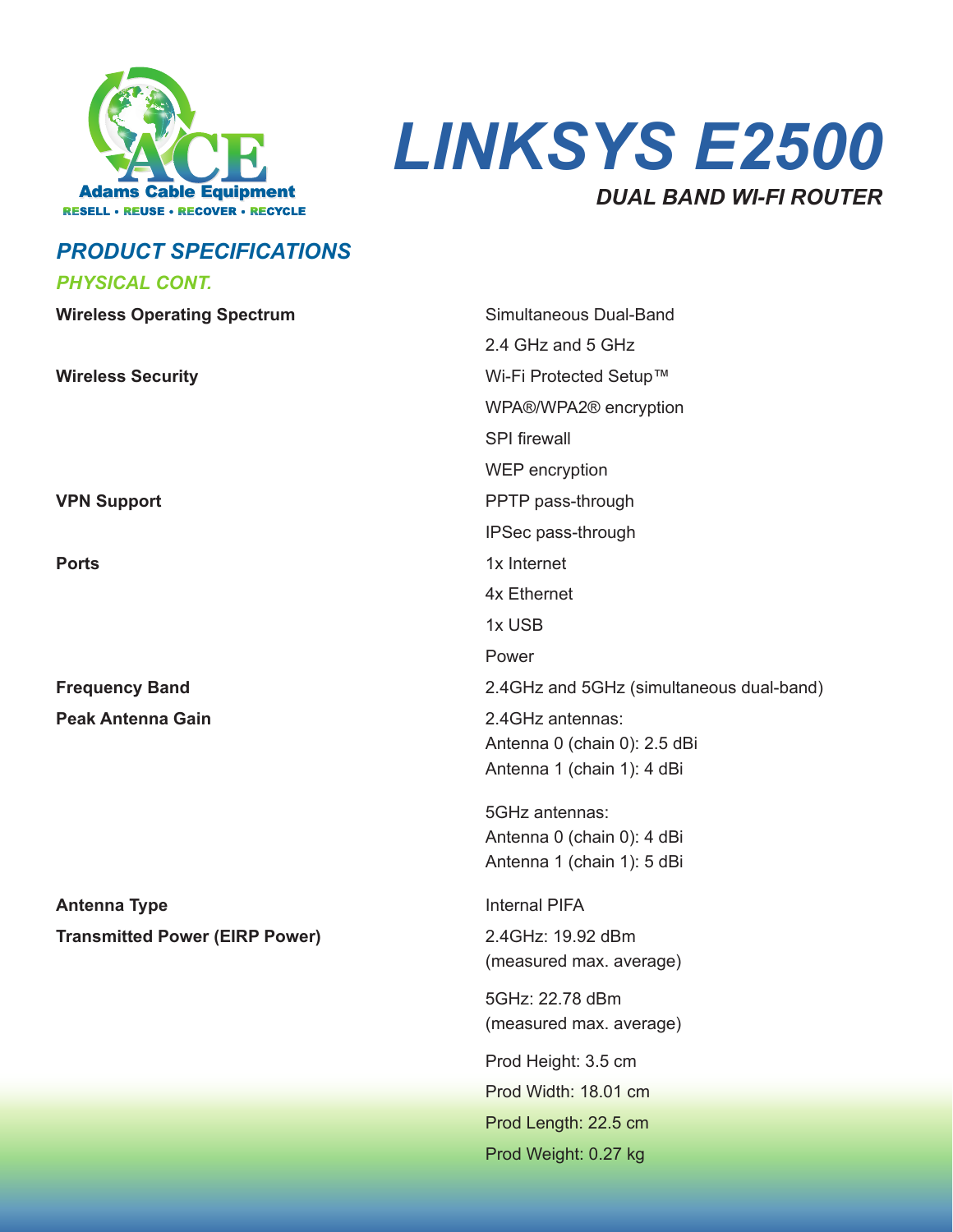# LINKSYS E2500

## DUAL BAND WI-FI ROUTER

## PRODUCT SPECIFICATIONS

### PHYSICAL CONT.

| | |
|---|---|
| **Wireless Operating Spectrum** | Simultaneous Dual-Band<br>2.4 GHz and 5 GHz |
| **Wireless Security** | Wi-Fi Protected Setup™<br>WPA®/WPA2® encryption<br>SPI firewall<br>WEP encryption |
| **VPN Support** | PPTP pass-through<br>IPSec pass-through |
| **Ports** | 1x Internet<br>4x Ethernet<br>1x USB<br>Power |
| **Frequency Band** | 2.4GHz and 5GHz (simultaneous dual-band) |
| **Peak Antenna Gain** | 2.4GHz antennas:<br>Antenna 0 (chain 0): 2.5 dBi<br>Antenna 1 (chain 1): 4 dBi<br><br>5GHz antennas:<br>Antenna 0 (chain 0): 4 dBi<br>Antenna 1 (chain 1): 5 dBi |
| **Antenna Type** | Internal PIFA |
| **Transmitted Power (EIRP Power)** | 2.4GHz: 19.92 dBm<br>(measured max. average)<br><br>5GHz: 22.78 dBm<br>(measured max. average) |
| | Prod Height: 3.5 cm<br>Prod Width: 18.01 cm<br>Prod Length: 22.5 cm<br>Prod Weight: 0.27 kg |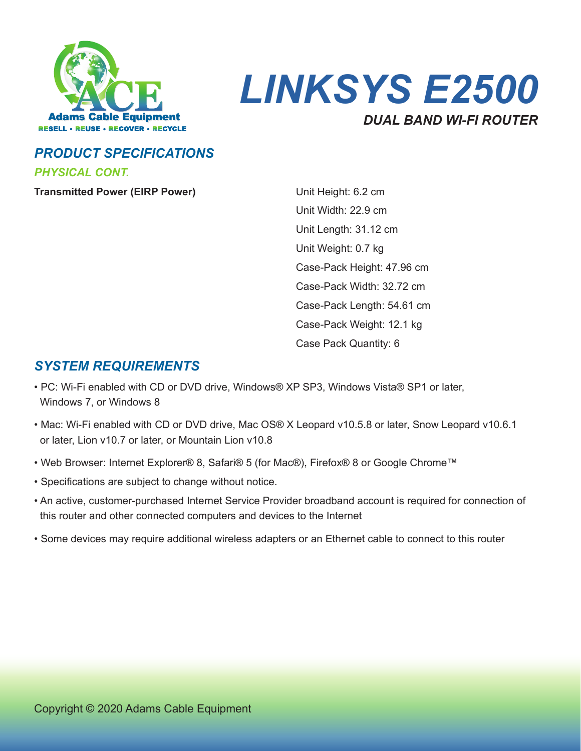Adams Cable Equipment
RESELL • REUSE • RECOVER • RECYCLE

# *LINKSYS E2500*

### *DUAL BAND WI-FI ROUTER*

## *PRODUCT SPECIFICATIONS*

### *PHYSICAL CONT.*

| | |
|---|---|
| **Transmitted Power (EIRP Power)** | Unit Height: 6.2 cm<br>Unit Width: 22.9 cm<br>Unit Length: 31.12 cm<br>Unit Weight: 0.7 kg<br>Case-Pack Height: 47.96 cm<br>Case-Pack Width: 32.72 cm<br>Case-Pack Length: 54.61 cm<br>Case-Pack Weight: 12.1 kg<br>Case Pack Quantity: 6 |

## *SYSTEM REQUIREMENTS*

- PC: Wi-Fi enabled with CD or DVD drive, Windows® XP SP3, Windows Vista® SP1 or later, Windows 7, or Windows 8
- Mac: Wi-Fi enabled with CD or DVD drive, Mac OS® X Leopard v10.5.8 or later, Snow Leopard v10.6.1 or later, Lion v10.7 or later, or Mountain Lion v10.8
- Web Browser: Internet Explorer® 8, Safari® 5 (for Mac®), Firefox® 8 or Google Chrome™
- Specifications are subject to change without notice.
- An active, customer-purchased Internet Service Provider broadband account is required for connection of this router and other connected computers and devices to the Internet
- Some devices may require additional wireless adapters or an Ethernet cable to connect to this router

Copyright © 2020 Adams Cable Equipment